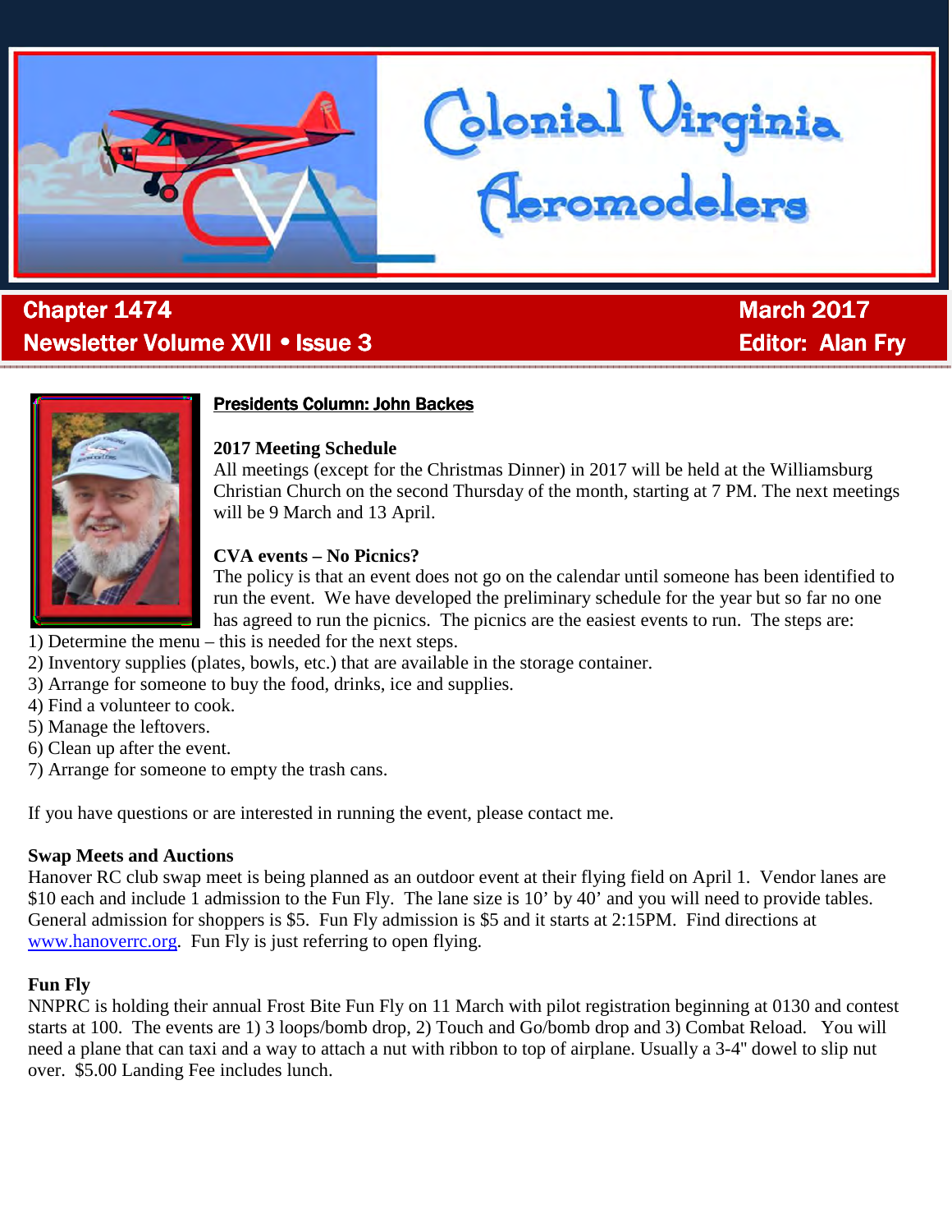# Colonial Virginia Aeromodelers

**Chapter 1474** | **March 2017**

**Newsletter Volume XVII • Issue 3** | **Editor: Alan Fry**

## Presidents Column: John Backes

**2017 Meeting Schedule**

All meetings (except for the Christmas Dinner) in 2017 will be held at the Williamsburg Christian Church on the second Thursday of the month, starting at 7 PM. The next meetings will be 9 March and 13 April.

**CVA events – No Picnics?**

The policy is that an event does not go on the calendar until someone has been identified to run the event. We have developed the preliminary schedule for the year but so far no one has agreed to run the picnics. The picnics are the easiest events to run. The steps are:

1) Determine the menu – this is needed for the next steps.
2) Inventory supplies (plates, bowls, etc.) that are available in the storage container.
3) Arrange for someone to buy the food, drinks, ice and supplies.
4) Find a volunteer to cook.
5) Manage the leftovers.
6) Clean up after the event.
7) Arrange for someone to empty the trash cans.

If you have questions or are interested in running the event, please contact me.

**Swap Meets and Auctions**

Hanover RC club swap meet is being planned as an outdoor event at their flying field on April 1. Vendor lanes are $10 each and include 1 admission to the Fun Fly. The lane size is 10' by 40' and you will need to provide tables. General admission for shoppers is $5. Fun Fly admission is $5 and it starts at 2:15PM. Find directions at www.hanoverrc.org. Fun Fly is just referring to open flying.

**Fun Fly**

NNPRC is holding their annual Frost Bite Fun Fly on 11 March with pilot registration beginning at 0130 and contest starts at 100. The events are 1) 3 loops/bomb drop, 2) Touch and Go/bomb drop and 3) Combat Reload. You will need a plane that can taxi and a way to attach a nut with ribbon to top of airplane. Usually a 3-4" dowel to slip nut over. $5.00 Landing Fee includes lunch.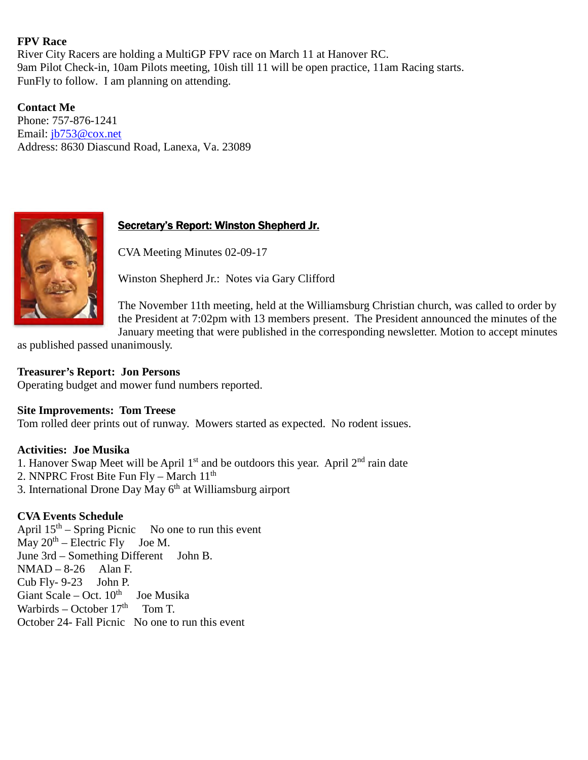**FPV Race**
River City Racers are holding a MultiGP FPV race on March 11 at Hanover RC.
9am Pilot Check-in, 10am Pilots meeting, 10ish till 11 will be open practice, 11am Racing starts.
FunFly to follow. I am planning on attending.

**Contact Me**
Phone: 757-876-1241
Email: jb753@cox.net
Address: 8630 Diascund Road, Lanexa, Va. 23089

**Secretary's Report: Winston Shepherd Jr.**

CVA Meeting Minutes 02-09-17

Winston Shepherd Jr.: Notes via Gary Clifford

The November 11th meeting, held at the Williamsburg Christian church, was called to order by the President at 7:02pm with 13 members present. The President announced the minutes of the January meeting that were published in the corresponding newsletter. Motion to accept minutes as published passed unanimously.

**Treasurer's Report: Jon Persons**
Operating budget and mower fund numbers reported.

**Site Improvements: Tom Treese**
Tom rolled deer prints out of runway. Mowers started as expected. No rodent issues.

**Activities: Joe Musika**
1. Hanover Swap Meet will be April 1st and be outdoors this year. April 2nd rain date
2. NNPRC Frost Bite Fun Fly – March 11th
3. International Drone Day May 6th at Williamsburg airport

**CVA Events Schedule**
April 15th – Spring Picnic No one to run this event
May 20th – Electric Fly Joe M.
June 3rd – Something Different John B.
NMAD – 8-26 Alan F.
Cub Fly- 9-23 John P.
Giant Scale – Oct. 10th Joe Musika
Warbirds – October 17th Tom T.
October 24- Fall Picnic No one to run this event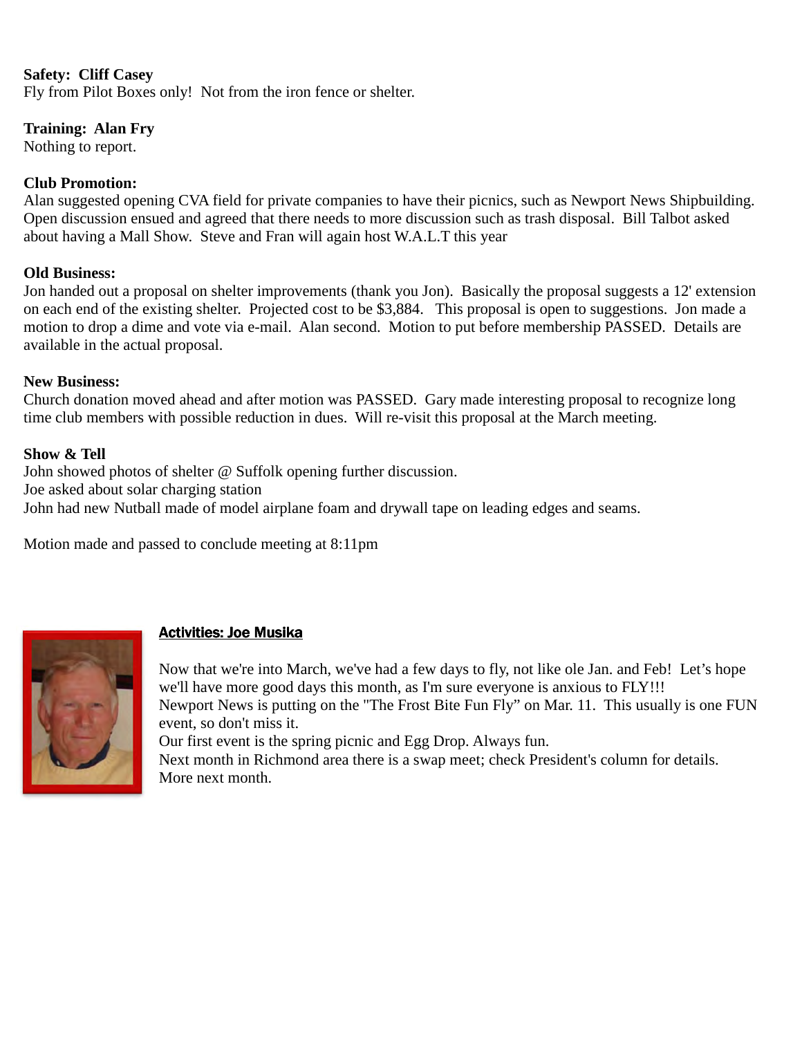**Safety: Cliff Casey**
Fly from Pilot Boxes only! Not from the iron fence or shelter.

**Training: Alan Fry**
Nothing to report.

**Club Promotion:**
Alan suggested opening CVA field for private companies to have their picnics, such as Newport News Shipbuilding. Open discussion ensued and agreed that there needs to more discussion such as trash disposal. Bill Talbot asked about having a Mall Show. Steve and Fran will again host W.A.L.T this year

**Old Business:**
Jon handed out a proposal on shelter improvements (thank you Jon). Basically the proposal suggests a 12' extension on each end of the existing shelter. Projected cost to be $3,884. This proposal is open to suggestions. Jon made a motion to drop a dime and vote via e-mail. Alan second. Motion to put before membership PASSED. Details are available in the actual proposal.

**New Business:**
Church donation moved ahead and after motion was PASSED. Gary made interesting proposal to recognize long time club members with possible reduction in dues. Will re-visit this proposal at the March meeting.

**Show & Tell**
John showed photos of shelter @ Suffolk opening further discussion.
Joe asked about solar charging station
John had new Nutball made of model airplane foam and drywall tape on leading edges and seams.

Motion made and passed to conclude meeting at 8:11pm

## Activities: Joe Musika

Now that we're into March, we've had a few days to fly, not like ole Jan. and Feb! Let's hope we'll have more good days this month, as I'm sure everyone is anxious to FLY!!!
Newport News is putting on the "The Frost Bite Fun Fly" on Mar. 11. This usually is one FUN event, so don't miss it.
Our first event is the spring picnic and Egg Drop. Always fun.
Next month in Richmond area there is a swap meet; check President's column for details.
More next month.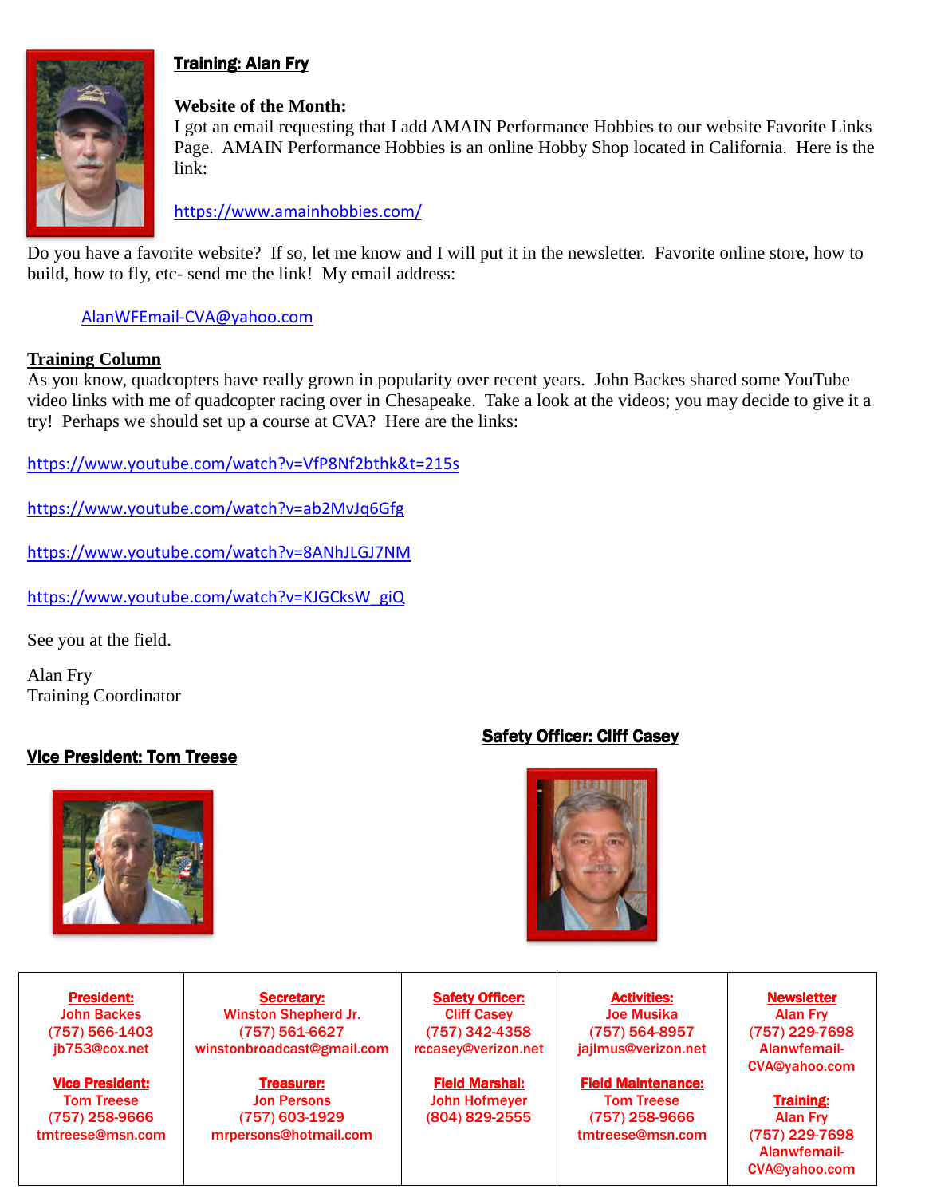## Training: Alan Fry

**Website of the Month:**
I got an email requesting that I add AMAIN Performance Hobbies to our website Favorite Links Page. AMAIN Performance Hobbies is an online Hobby Shop located in California. Here is the link:

https://www.amainhobbies.com/

Do you have a favorite website? If so, let me know and I will put it in the newsletter. Favorite online store, how to build, how to fly, etc- send me the link! My email address:

AlanWFEmail-CVA@yahoo.com

**Training Column**

As you know, quadcopters have really grown in popularity over recent years. John Backes shared some YouTube video links with me of quadcopter racing over in Chesapeake. Take a look at the videos; you may decide to give it a try! Perhaps we should set up a course at CVA? Here are the links:

https://www.youtube.com/watch?v=VfP8Nf2bthk&t=215s

https://www.youtube.com/watch?v=ab2MvJq6Gfg

https://www.youtube.com/watch?v=8ANhJLGJ7NM

https://www.youtube.com/watch?v=KJGCksW_giQ

See you at the field.

Alan Fry
Training Coordinator

## Vice President: Tom Treese

## Safety Officer: Cliff Casey

| | | | | |
|---|---|---|---|---|
| **President:** John Backes (757) 566-1403 jb753@cox.net | **Secretary:** Winston Shepherd Jr. (757) 561-6627 winstonbroadcast@gmail.com | **Safety Officer:** Cliff Casey (757) 342-4358 rccasey@verizon.net | **Activities:** Joe Musika (757) 564-8957 jajlmus@verizon.net | **Newsletter** Alan Fry (757) 229-7698 Alanwfemail-CVA@yahoo.com |
| **Vice President:** Tom Treese (757) 258-9666 tmtreese@msn.com | **Treasurer:** Jon Persons (757) 603-1929 mrpersons@hotmail.com | **Field Marshal:** John Hofmeyer (804) 829-2555 | **Field Maintenance:** Tom Treese (757) 258-9666 tmtreese@msn.com | **Training:** Alan Fry (757) 229-7698 Alanwfemail-CVA@yahoo.com |